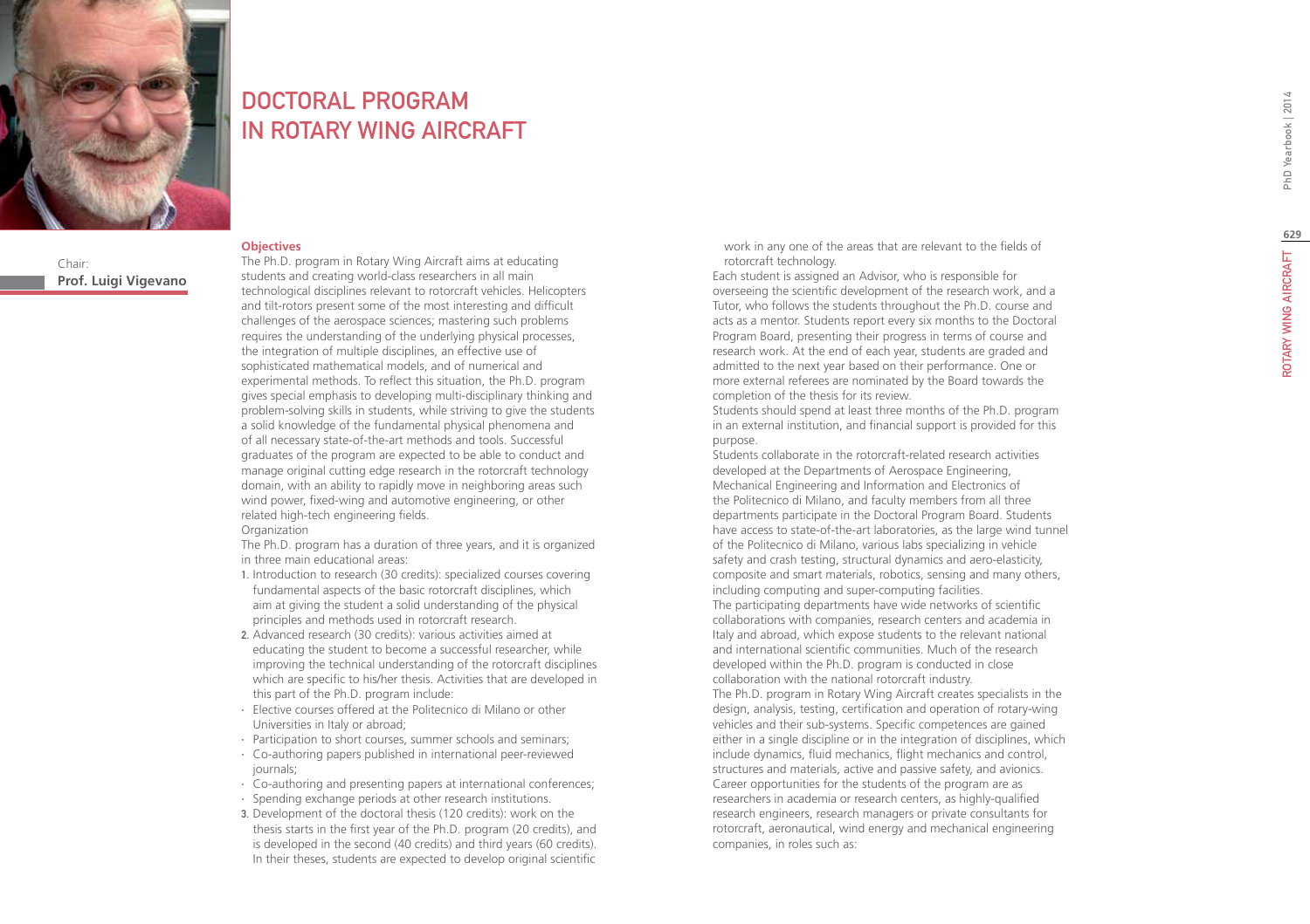# DOCTORAL PROGRAM IN ROTARY WING AIRCRAFT

Chair:
**Prof. Luigi Vigevano**

### Objectives

The Ph.D. program in Rotary Wing Aircraft aims at educating students and creating world-class researchers in all main technological disciplines relevant to rotorcraft vehicles. Helicopters and tilt-rotors present some of the most interesting and difficult challenges of the aerospace sciences; mastering such problems requires the understanding of the underlying physical processes, the integration of multiple disciplines, an effective use of sophisticated mathematical models, and of numerical and experimental methods. To reflect this situation, the Ph.D. program gives special emphasis to developing multi-disciplinary thinking and problem-solving skills in students, while striving to give the students a solid knowledge of the fundamental physical phenomena and of all necessary state-of-the-art methods and tools. Successful graduates of the program are expected to be able to conduct and manage original cutting edge research in the rotorcraft technology domain, with an ability to rapidly move in neighboring areas such wind power, fixed-wing and automotive engineering, or other related high-tech engineering fields.

Organization

The Ph.D. program has a duration of three years, and it is organized in three main educational areas:

1. Introduction to research (30 credits): specialized courses covering fundamental aspects of the basic rotorcraft disciplines, which aim at giving the student a solid understanding of the physical principles and methods used in rotorcraft research.
2. Advanced research (30 credits): various activities aimed at educating the student to become a successful researcher, while improving the technical understanding of the rotorcraft disciplines which are specific to his/her thesis. Activities that are developed in this part of the Ph.D. program include:

- Elective courses offered at the Politecnico di Milano or other Universities in Italy or abroad;
- Participation to short courses, summer schools and seminars;
- Co-authoring papers published in international peer-reviewed journals;
- Co-authoring and presenting papers at international conferences;
- Spending exchange periods at other research institutions.

3. Development of the doctoral thesis (120 credits): work on the thesis starts in the first year of the Ph.D. program (20 credits), and is developed in the second (40 credits) and third years (60 credits). In their theses, students are expected to develop original scientific work in any one of the areas that are relevant to the fields of rotorcraft technology.

Each student is assigned an Advisor, who is responsible for overseeing the scientific development of the research work, and a Tutor, who follows the students throughout the Ph.D. course and acts as a mentor. Students report every six months to the Doctoral Program Board, presenting their progress in terms of course and research work. At the end of each year, students are graded and admitted to the next year based on their performance. One or more external referees are nominated by the Board towards the completion of the thesis for its review.

Students should spend at least three months of the Ph.D. program in an external institution, and financial support is provided for this purpose.

Students collaborate in the rotorcraft-related research activities developed at the Departments of Aerospace Engineering, Mechanical Engineering and Information and Electronics of the Politecnico di Milano, and faculty members from all three departments participate in the Doctoral Program Board. Students have access to state-of-the-art laboratories, as the large wind tunnel of the Politecnico di Milano, various labs specializing in vehicle safety and crash testing, structural dynamics and aero-elasticity, composite and smart materials, robotics, sensing and many others, including computing and super-computing facilities.

The participating departments have wide networks of scientific collaborations with companies, research centers and academia in Italy and abroad, which expose students to the relevant national and international scientific communities. Much of the research developed within the Ph.D. program is conducted in close collaboration with the national rotorcraft industry.

The Ph.D. program in Rotary Wing Aircraft creates specialists in the design, analysis, testing, certification and operation of rotary-wing vehicles and their sub-systems. Specific competences are gained either in a single discipline or in the integration of disciplines, which include dynamics, fluid mechanics, flight mechanics and control, structures and materials, active and passive safety, and avionics.

Career opportunities for the students of the program are as researchers in academia or research centers, as highly-qualified research engineers, research managers or private consultants for rotorcraft, aeronautical, wind energy and mechanical engineering companies, in roles such as: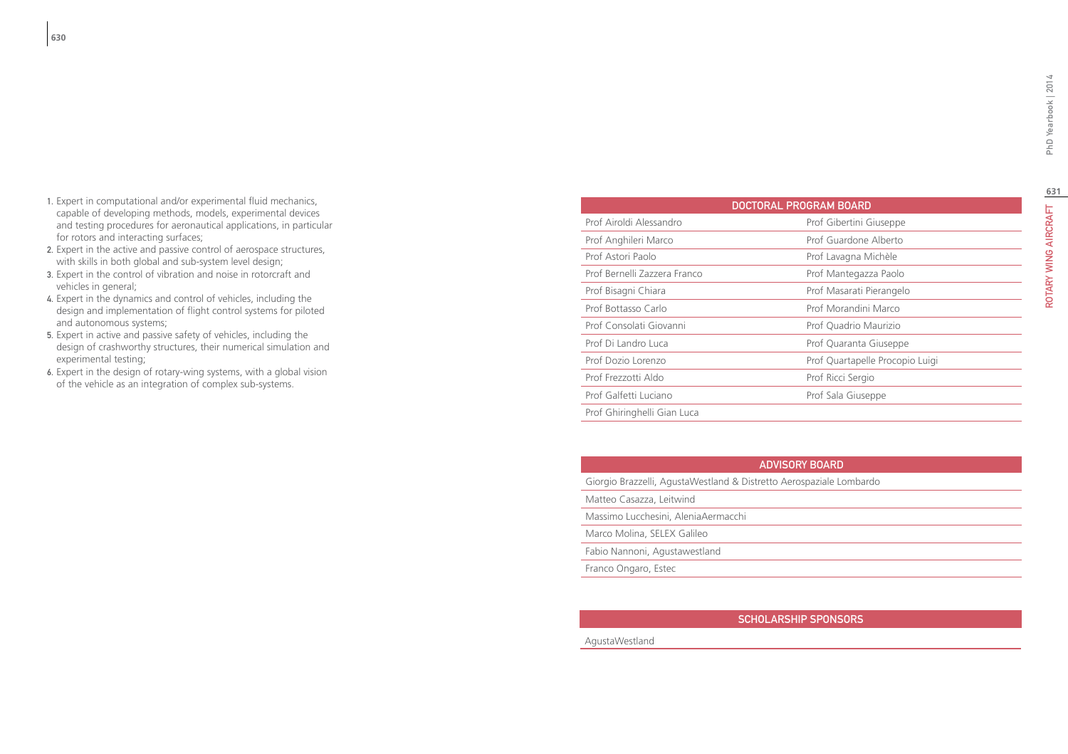1. Expert in computational and/or experimental fluid mechanics, capable of developing methods, models, experimental devices and testing procedures for aeronautical applications, in particular for rotors and interacting surfaces;
2. Expert in the active and passive control of aerospace structures, with skills in both global and sub-system level design;
3. Expert in the control of vibration and noise in rotorcraft and vehicles in general;
4. Expert in the dynamics and control of vehicles, including the design and implementation of flight control systems for piloted and autonomous systems;
5. Expert in active and passive safety of vehicles, including the design of crashworthy structures, their numerical simulation and experimental testing;
6. Expert in the design of rotary-wing systems, with a global vision of the vehicle as an integration of complex sub-systems.

| DOCTORAL PROGRAM BOARD | |
| --- | --- |
| Prof Airoldi Alessandro | Prof Gibertini Giuseppe |
| Prof Anghileri Marco | Prof Guardone Alberto |
| Prof Astori Paolo | Prof Lavagna Michèle |
| Prof Bernelli Zazzera Franco | Prof Mantegazza Paolo |
| Prof Bisagni Chiara | Prof Masarati Pierangelo |
| Prof Bottasso Carlo | Prof Morandini Marco |
| Prof Consolati Giovanni | Prof Quadrio Maurizio |
| Prof Di Landro Luca | Prof Quaranta Giuseppe |
| Prof Dozio Lorenzo | Prof Quartapelle Procopio Luigi |
| Prof Frezzotti Aldo | Prof Ricci Sergio |
| Prof Galfetti Luciano | Prof Sala Giuseppe |
| Prof Ghiringhelli Gian Luca | |

| ADVISORY BOARD |
| --- |
| Giorgio Brazzelli, AgustaWestland & Distretto Aerospaziale Lombardo |
| Matteo Casazza, Leitwind |
| Massimo Lucchesini, AleniaAermacchi |
| Marco Molina, SELEX Galileo |
| Fabio Nannoni, Agustawestland |
| Franco Ongaro, Estec |

| SCHOLARSHIP SPONSORS |
| --- |
| AgustaWestland |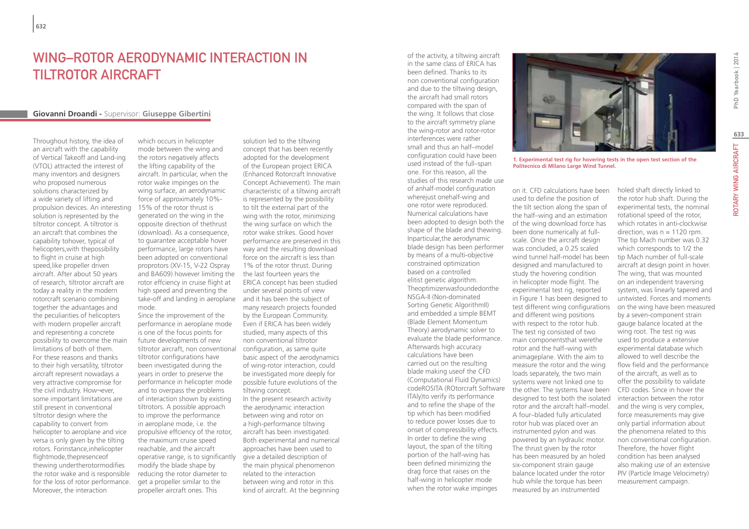# WING–ROTOR AERODYNAMIC INTERACTION IN TILTROTOR AIRCRAFT

**Giovanni Droandi -** Supervisor: **Giuseppe Gibertini**

Throughout history, the idea of an aircraft with the capability of Vertical Takeoff and Land-ing (VTOL) attracted the interest of many inventors and designers who proposed numerous solutions characterized by a wide variety of lifting and propulsion devices. An interesting solution is represented by the tiltrotor concept. A tiltrotor is an aircraft that combines the capability tohover, typical of helicopters,with thepossibility to flight in cruise at high speed,like propeller driven aircraft. After about 50 years of research, tiltrotor aircraft are today a reality in the modern rotorcraft scenario combining together the advantages and the peculiarities of helicopters with modern propeller aircraft and representing a concrete possibility to overcome the main limitations of both of them. For these reasons and thanks to their high versatility, tiltrotor aircraft represent nowadays a very attractive compromise for the civil industry. How¬ever, some important limitations are still present in conventional tiltrotor design where the capability to convert from helicopter to aeroplane and vice versa is only given by the tilting rotors. Forinstance,inhelicopter flightmode,thepresenceof thewing undertherotormodifies the rotor wake and is responsible for the loss of rotor performance. Moreover, the interaction which occurs in helicopter mode between the wing and the rotors negatively affects the lifting capability of the aircraft. In particular, when the rotor wake impinges on the wing surface, an aerodynamic force of approximately 10%-15% of the rotor thrust is generated on the wing in the opposite direction of thethrust (download). As a consequence, to guarantee acceptable hover performance, large rotors have been adopted on conventional proprotors (XV-15, V-22 Ospray and BA609) however limiting the rotor effciency in cruise flight at high speed and preventing the take-off and landing in aeroplane mode.

Since the improvement of the performance in aeroplane mode is one of the focus points for future developments of new tiltrotor aircraft, non conventional tiltrotor configurations have been investigated during the years in order to preserve the performance in helicopter mode and to overpass the problems of interaction shown by existing tiltrotors. A possible approach to improve the performance in aeroplane mode, i.e. the propulsive effciency of the rotor, the maximum cruise speed reachable, and the aircraft operative range, is to significantly modify the blade shape by reducing the rotor diameter to get a propeller similar to the propeller aircraft ones. This solution led to the tiltwing concept that has been recently adopted for the development of the European project ERICA (Enhanced Rotorcraft Innovative Concept Achievement). The main characteristic of a tiltwing aircraft is represented by the possibility to tilt the external part of the wing with the rotor, minimizing the wing surface on which the rotor wake strikes. Good hover performance are preserved in this way and the resulting download force on the aircraft is less than 1% of the rotor thrust. During the last fourteen years the ERICA concept has been studied under several points of view and it has been the subject of many research projects founded by the European Community. Even if ERICA has been widely studied, many aspects of this non conventional tiltrotor configuration, as same quite basic aspect of the aerodynamics of wing-rotor interaction, could be investigated more deeply for possible future evolutions of the tiltwing concept.

In the present research activity the aerodynamic interaction between wing and rotor on a high-performance tiltwing aircraft has been investigated. Both experimental and numerical approaches have been used to give a detailed description of the main physical phenomenon related to the interaction between wing and rotor in this kind of aircraft. At the beginning of the activity, a tiltwing aircraft in the same class of ERICA has been defined. Thanks to its non conventional configuration and due to the tiltwing design, the aircraft had small rotors compared with the span of the wing. It follows that close to the aircraft symmetry plane the wing-rotor and rotor-rotor interferences were rather small and thus an half–model configuration could have been used instead of the full–span one. For this reason, all the studies of this research made use of anhalf-model configuration wherejust onehalf-wing and one rotor were reproduced. Numerical calculations have been adopted to design both the shape of the blade and thewing. Inparticular,the aerodynamic blade design has been performer by means of a multi-objective constrained optimization based on a controlled elitist genetic algorithm. Theoptimizerwasfoundedonthe NSGA-II (Non-dominated Sorting Genetic AlgorithmII) and embedded a simple BEMT (Blade Element Momentum Theory) aerodynamic solver to evaluate the blade performance. Afterwards high accuracy calculations have been carried out on the resulting blade making useof the CFD (Computational Fluid Dynamics) codeROSITA (ROtorcraft Software ITAly)to verify its performance and to refine the shape of the tip which has been modified to reduce power losses due to onset of compressibility effects. In order to define the wing layout, the span of the tilting portion of the half-wing has been defined minimizing the drag force that raises on the half-wing in helicopter mode when the rotor wake impinges on it. CFD calculations have been used to define the position of the tilt section along the span of the half–wing and an estimation of the wing download force has been done numerically at full-scale. Once the aircraft design was concluded, a 0.25 scaled wind tunnel half-model has been designed and manufactured to study the hovering condition in helicopter mode flight. The experimental test rig, reported in Figure 1 has been designed to test different wing configurations and different wing positions with respect to the rotor hub. The test rig consisted of two main componentsthat werethe rotor and the half–wing with animageplane. With the aim to measure the rotor and the wing loads separately, the two main systems were not linked one to the other. The systems have been designed to test both the isolated rotor and the aircraft half–model. A four–bladed fully articulated rotor hub was placed over an instrumented pylon and was powered by an hydraulic motor. The thrust given by the rotor has been measured by an holed six-component strain gauge balance located under the rotor hub while the torque has been measured by an instrumented holed shaft directly linked to the rotor hub shaft. During the experimental tests, the nominal rotational speed of the rotor, which rotates in anti-clockwise direction, was n = 1120 rpm. The tip Mach number was 0.32 which corresponds to 1/2 the tip Mach number of full-scale aircraft at design point in hover. The wing, that was mounted on an independent traversing system, was linearly tapered and untwisted. Forces and moments on the wing have been measured by a seven-component strain gauge balance located at the wing root. The test rig was used to produce a extensive experimental database which allowed to well describe the flow field and the performance of the aircraft, as well as to offer the possibility to validate CFD codes. Since in hover the interaction between the rotor and the wing is very complex, force measurements may give only partial information about the phenomena related to this non conventional configuration. Therefore, the hover flight condition has been analysed also making use of an extensive PIV (Particle Image Velocimetry) measurement campaign.

**1. Experimental test rig for hovering tests in the open test section of the Politecnico di Milano Large Wind Tunnel.**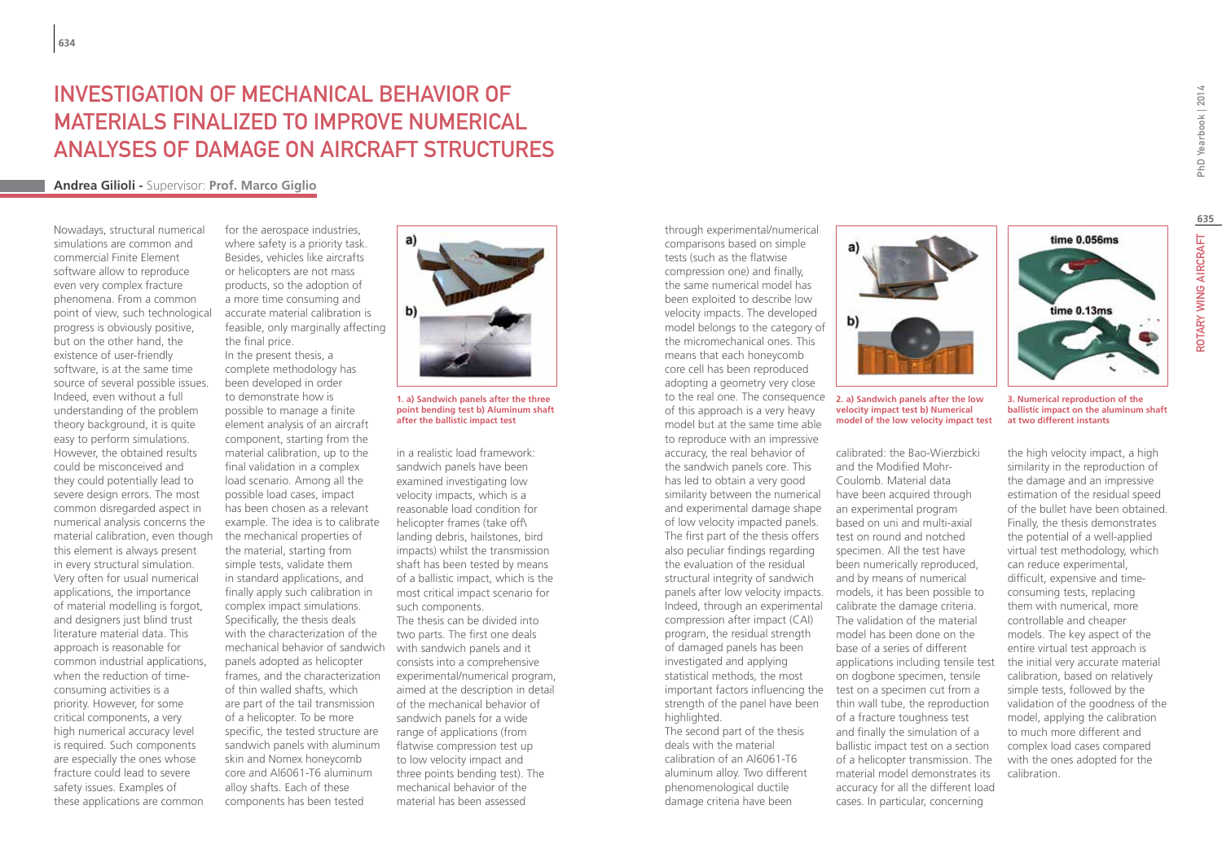# INVESTIGATION OF MECHANICAL BEHAVIOR OF MATERIALS FINALIZED TO IMPROVE NUMERICAL ANALYSES OF DAMAGE ON AIRCRAFT STRUCTURES

**Andrea Gilioli -** Supervisor: **Prof. Marco Giglio**

Nowadays, structural numerical simulations are common and commercial Finite Element software allow to reproduce even very complex fracture phenomena. From a common point of view, such technological progress is obviously positive, but on the other hand, the existence of user-friendly software, is at the same time source of several possible issues. Indeed, even without a full understanding of the problem theory background, it is quite easy to perform simulations. However, the obtained results could be misconceived and they could potentially lead to severe design errors. The most common disregarded aspect in numerical analysis concerns the material calibration, even though this element is always present in every structural simulation. Very often for usual numerical applications, the importance of material modelling is forgot, and designers just blind trust literature material data. This approach is reasonable for common industrial applications, when the reduction of time-consuming activities is a priority. However, for some critical components, a very high numerical accuracy level is required. Such components are especially the ones whose fracture could lead to severe safety issues. Examples of these applications are common for the aerospace industries, where safety is a priority task. Besides, vehicles like aircrafts or helicopters are not mass products, so the adoption of a more time consuming and accurate material calibration is feasible, only marginally affecting the final price.

In the present thesis, a complete methodology has been developed in order to demonstrate how is possible to manage a finite element analysis of an aircraft component, starting from the material calibration, up to the final validation in a complex load scenario. Among all the possible load cases, impact has been chosen as a relevant example. The idea is to calibrate the mechanical properties of the material, starting from simple tests, validate them in standard applications, and finally apply such calibration in complex impact simulations. Specifically, the thesis deals with the characterization of the mechanical behavior of sandwich panels adopted as helicopter frames, and the characterization of thin walled shafts, which are part of the tail transmission of a helicopter. To be more specific, the tested structure are sandwich panels with aluminum skin and Nomex honeycomb core and Al6061-T6 aluminum alloy shafts. Each of these components has been tested in a realistic load framework: sandwich panels have been examined investigating low velocity impacts, which is a reasonable load condition for helicopter frames (take off\ landing debris, hailstones, bird impacts) whilst the transmission shaft has been tested by means of a ballistic impact, which is the most critical impact scenario for such components.

**1. a) Sandwich panels after the three point bending test b) Aluminum shaft after the ballistic impact test**

The thesis can be divided into two parts. The first one deals with sandwich panels and it consists into a comprehensive experimental/numerical program, aimed at the description in detail of the mechanical behavior of sandwich panels for a wide range of applications (from flatwise compression test up to low velocity impact and three points bending test). The mechanical behavior of the material has been assessed through experimental/numerical comparisons based on simple tests (such as the flatwise compression one) and finally, the same numerical model has been exploited to describe low velocity impacts. The developed model belongs to the category of the micromechanical ones. This means that each honeycomb core cell has been reproduced adopting a geometry very close to the real one. The consequence of this approach is a very heavy model but at the same time able to reproduce with an impressive accuracy, the real behavior of the sandwich panels core. This has led to obtain a very good similarity between the numerical and experimental damage shape of low velocity impacted panels. The first part of the thesis offers also peculiar findings regarding the evaluation of the residual structural integrity of sandwich panels after low velocity impacts. Indeed, through an experimental compression after impact (CAI) program, the residual strength of damaged panels has been investigated and applying statistical methods, the most important factors influencing the strength of the panel have been highlighted.

**2. a) Sandwich panels after the low velocity impact test b) Numerical model of the low velocity impact test**

The second part of the thesis deals with the material calibration of an Al6061-T6 aluminum alloy. Two different phenomenological ductile damage criteria have been calibrated: the Bao-Wierzbicki and the Modified Mohr-Coulomb. Material data have been acquired through an experimental program based on uni and multi-axial test on round and notched specimen. All the test have been numerically reproduced, and by means of numerical models, it has been possible to calibrate the damage criteria. The validation of the material model has been done on the base of a series of different applications including tensile test on dogbone specimen, tensile test on a specimen cut from a thin wall tube, the reproduction of a fracture toughness test and finally the simulation of a ballistic impact test on a section of a helicopter transmission. The material model demonstrates its accuracy for all the different load cases. In particular, concerning the high velocity impact, a high similarity in the reproduction of the damage and an impressive estimation of the residual speed of the bullet have been obtained. Finally, the thesis demonstrates the potential of a well-applied virtual test methodology, which can reduce experimental, difficult, expensive and time-consuming tests, replacing them with numerical, more controllable and cheaper models. The key aspect of the entire virtual test approach is the initial very accurate material calibration, based on relatively simple tests, followed by the validation of the goodness of the model, applying the calibration to much more different and complex load cases compared with the ones adopted for the calibration.

**3. Numerical reproduction of the ballistic impact on the aluminum shaft at two different instants**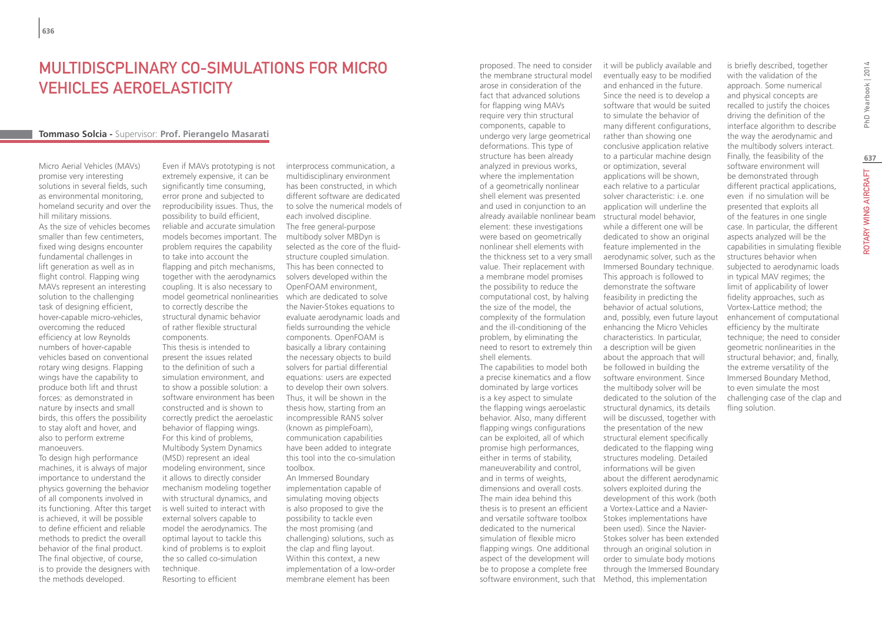# MULTIDISCPLINARY CO-SIMULATIONS FOR MICRO VEHICLES AEROELASTICITY

**Tommaso Solcia** - Supervisor: **Prof. Pierangelo Masarati**

Micro Aerial Vehicles (MAVs) promise very interesting solutions in several fields, such as environmental monitoring, homeland security and over the hill military missions.
As the size of vehicles becomes smaller than few centimeters, fixed wing designs encounter fundamental challenges in lift generation as well as in flight control. Flapping wing MAVs represent an interesting solution to the challenging task of designing efficient, hover-capable micro-vehicles, overcoming the reduced efficiency at low Reynolds numbers of hover-capable vehicles based on conventional rotary wing designs. Flapping wings have the capability to produce both lift and thrust forces: as demonstrated in nature by insects and small birds, this offers the possibility to stay aloft and hover, and also to perform extreme manoeuvers.
To design high performance machines, it is always of major importance to understand the physics governing the behavior of all components involved in its functioning. After this target is achieved, it will be possible to define efficient and reliable methods to predict the overall behavior of the final product. The final objective, of course, is to provide the designers with the methods developed.
Even if MAVs prototyping is not extremely expensive, it can be significantly time consuming, error prone and subjected to reproducibility issues. Thus, the possibility to build efficient, reliable and accurate simulation models becomes important. The problem requires the capability to take into account the flapping and pitch mechanisms, together with the aerodynamics coupling. It is also necessary to model geometrical nonlinearities to correctly describe the structural dynamic behavior of rather flexible structural components.
This thesis is intended to present the issues related to the definition of such a simulation environment, and to show a possible solution: a software environment has been constructed and is shown to correctly predict the aeroelastic behavior of flapping wings. For this kind of problems, Multibody System Dynamics (MSD) represent an ideal modeling environment, since it allows to directly consider mechanism modeling together with structural dynamics, and is well suited to interact with external solvers capable to model the aerodynamics. The optimal layout to tackle this kind of problems is to exploit the so called co-simulation technique.
Resorting to efficient interprocess communication, a multidisciplinary environment has been constructed, in which different software are dedicated to solve the numerical models of each involved discipline.
The free general-purpose multibody solver MBDyn is selected as the core of the fluid-structure coupled simulation. This has been connected to solvers developed within the OpenFOAM environment, which are dedicated to solve the Navier-Stokes equations to evaluate aerodynamic loads and fields surrounding the vehicle components. OpenFOAM is basically a library containing the necessary objects to build solvers for partial differential equations: users are expected to develop their own solvers. Thus, it will be shown in the thesis how, starting from an incompressible RANS solver (known as pimpleFoam), communication capabilities have been added to integrate this tool into the co-simulation toolbox.
An Immersed Boundary implementation capable of simulating moving objects is also proposed to give the possibility to tackle even the most promising (and challenging) solutions, such as the clap and fling layout. Within this context, a new implementation of a low-order membrane element has been proposed. The need to consider the membrane structural model arose in consideration of the fact that advanced solutions for flapping wing MAVs require very thin structural components, capable to undergo very large geometrical deformations. This type of structure has been already analyzed in previous works, where the implementation of a geometrically nonlinear shell element was presented and used in conjunction to an already available nonlinear beam element: these investigations were based on geometrically nonlinear shell elements with the thickness set to a very small value. Their replacement with a membrane model promises the possibility to reduce the computational cost, by halving the size of the model, the complexity of the formulation and the ill-conditioning of the problem, by eliminating the need to resort to extremely thin shell elements.
The capabilities to model both a precise kinematics and a flow dominated by large vortices is a key aspect to simulate the flapping wings aeroelastic behavior. Also, many different flapping wings configurations can be exploited, all of which promise high performances, either in terms of stability, maneuverability and control, and in terms of weights, dimensions and overall costs. The main idea behind this thesis is to present an efficient and versatile software toolbox dedicated to the numerical simulation of flexible micro flapping wings. One additional aspect of the development will be to propose a complete free software environment, such that it will be publicly available and eventually easy to be modified and enhanced in the future. Since the need is to develop a software that would be suited to simulate the behavior of many different configurations, rather than showing one conclusive application relative to a particular machine design or optimization, several applications will be shown, each relative to a particular solver characteristic: i.e. one application will underline the structural model behavior, while a different one will be dedicated to show an original feature implemented in the aerodynamic solver, such as the Immersed Boundary technique. This approach is followed to demonstrate the software feasibility in predicting the behavior of actual solutions, and, possibly, even future layout enhancing the Micro Vehicles characteristics. In particular, a description will be given about the approach that will be followed in building the software environment. Since the multibody solver will be dedicated to the solution of the structural dynamics, its details will be discussed, together with the presentation of the new structural element specifically dedicated to the flapping wing structures modeling. Detailed informations will be given about the different aerodynamic solvers exploited during the development of this work (both a Vortex-Lattice and a Navier-Stokes implementations have been used). Since the Navier-Stokes solver has been extended through an original solution in order to simulate body motions through the Immersed Boundary Method, this implementation is briefly described, together with the validation of the approach. Some numerical and physical concepts are recalled to justify the choices driving the definition of the interface algorithm to describe the way the aerodynamic and the multibody solvers interact. Finally, the feasibility of the software environment will be demonstrated through different practical applications, even if no simulation will be presented that exploits all of the features in one single case. In particular, the different aspects analyzed will be the capabilities in simulating flexible structures behavior when subjected to aerodynamic loads in typical MAV regimes; the limit of applicability of lower fidelity approaches, such as Vortex-Lattice method; the enhancement of computational efficiency by the multirate technique; the need to consider geometric nonlinearities in the structural behavior; and, finally, the extreme versatility of the Immersed Boundary Method, to even simulate the most challenging case of the clap and fling solution.